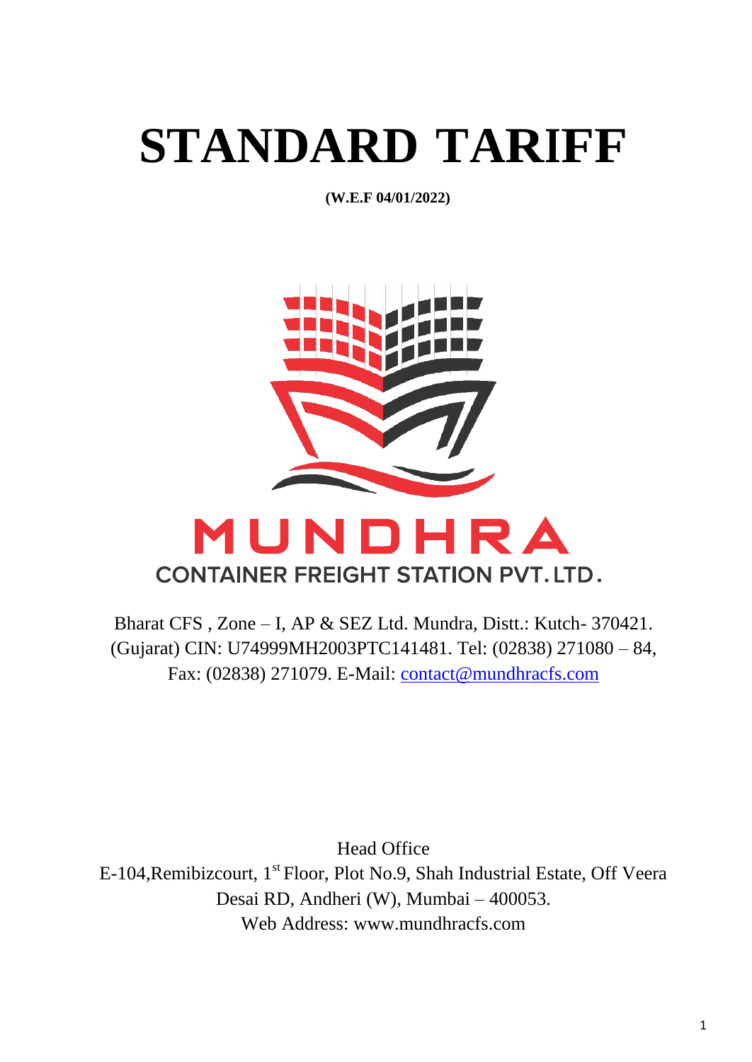# STANDARD TARIFF

**(W.E.F 04/01/2022)**

MUNDHRA

CONTAINER FREIGHT STATION PVT. LTD.

Bharat CFS , Zone – I, AP & SEZ Ltd. Mundra, Distt.: Kutch- 370421. (Gujarat) CIN: U74999MH2003PTC141481. Tel: (02838) 271080 – 84, Fax: (02838) 271079. E-Mail: contact@mundhracfs.com

Head Office

E-104,Remibizcourt, 1st Floor, Plot No.9, Shah Industrial Estate, Off Veera Desai RD, Andheri (W), Mumbai – 400053.

Web Address: www.mundhracfs.com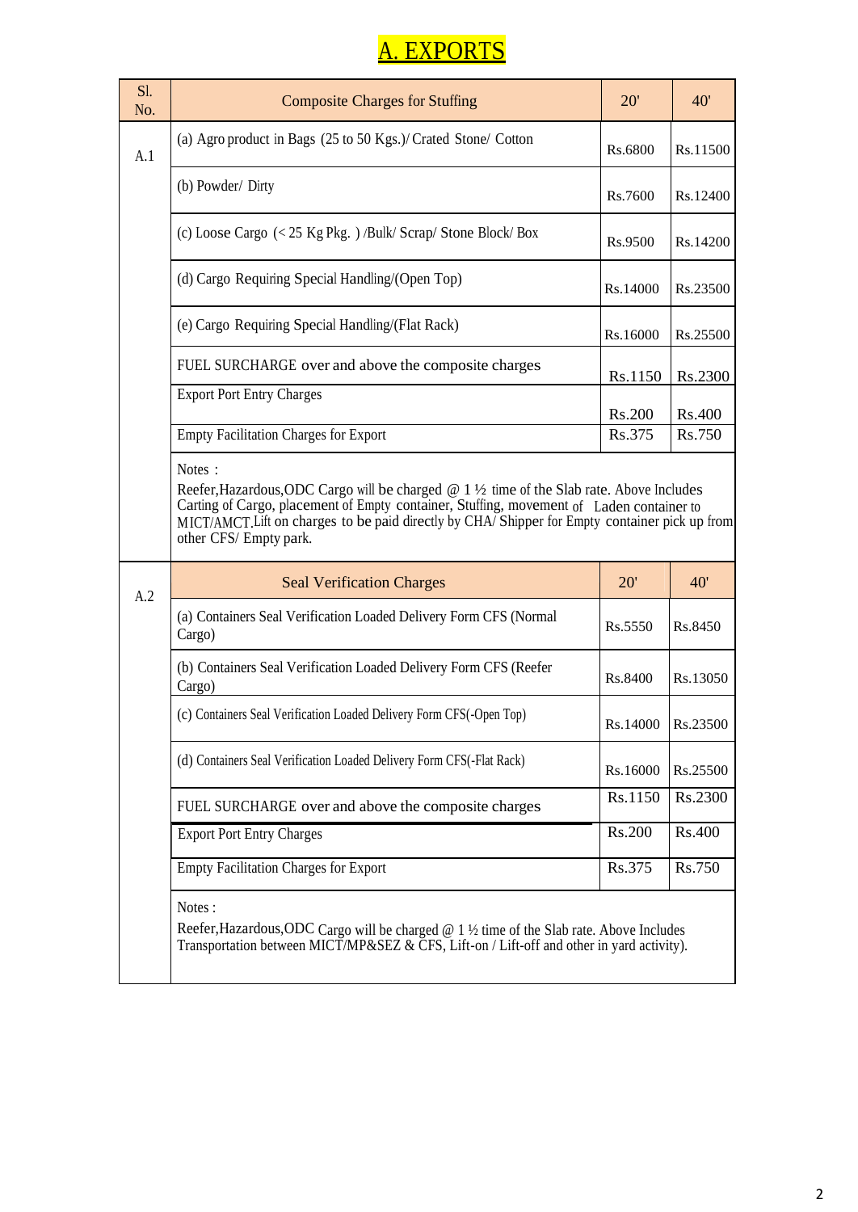# A. EXPORTS

| Sl. No. | Composite Charges for Stuffing | 20' | 40' |
|---|---|---|---|
| A.1 | (a) Agro product in Bags (25 to 50 Kgs.)/ Crated Stone/ Cotton | Rs.6800 | Rs.11500 |
| | (b) Powder/ Dirty | Rs.7600 | Rs.12400 |
| | (c) Loose Cargo (< 25 Kg Pkg. ) /Bulk/ Scrap/ Stone Block/ Box | Rs.9500 | Rs.14200 |
| | (d) Cargo Requiring Special Handling/(Open Top) | Rs.14000 | Rs.23500 |
| | (e) Cargo Requiring Special Handling/(Flat Rack) | Rs.16000 | Rs.25500 |
| | FUEL SURCHARGE over and above the composite charges | Rs.1150 | Rs.2300 |
| | Export Port Entry Charges | Rs.200 | Rs.400 |
| | Empty Facilitation Charges for Export | Rs.375 | Rs.750 |
| | Notes : Reefer,Hazardous,ODC Cargo will be charged @ 1 ½ time of the Slab rate. Above Includes Carting of Cargo, placement of Empty container, Stuffing, movement of Laden container to MICT/AMCT.Lift on charges to be paid directly by CHA/ Shipper for Empty container pick up from other CFS/ Empty park. | | |
| A.2 | **Seal Verification Charges** | **20'** | **40'** |
| | (a) Containers Seal Verification Loaded Delivery Form CFS (Normal Cargo) | Rs.5550 | Rs.8450 |
| | (b) Containers Seal Verification Loaded Delivery Form CFS (Reefer Cargo) | Rs.8400 | Rs.13050 |
| | (c) Containers Seal Verification Loaded Delivery Form CFS(-Open Top) | Rs.14000 | Rs.23500 |
| | (d) Containers Seal Verification Loaded Delivery Form CFS(-Flat Rack) | Rs.16000 | Rs.25500 |
| | FUEL SURCHARGE over and above the composite charges | Rs.1150 | Rs.2300 |
| | Export Port Entry Charges | Rs.200 | Rs.400 |
| | Empty Facilitation Charges for Export | Rs.375 | Rs.750 |
| | Notes : Reefer,Hazardous,ODC Cargo will be charged @ 1 ½ time of the Slab rate. Above Includes Transportation between MICT/MP&SEZ & CFS, Lift-on / Lift-off and other in yard activity). | | |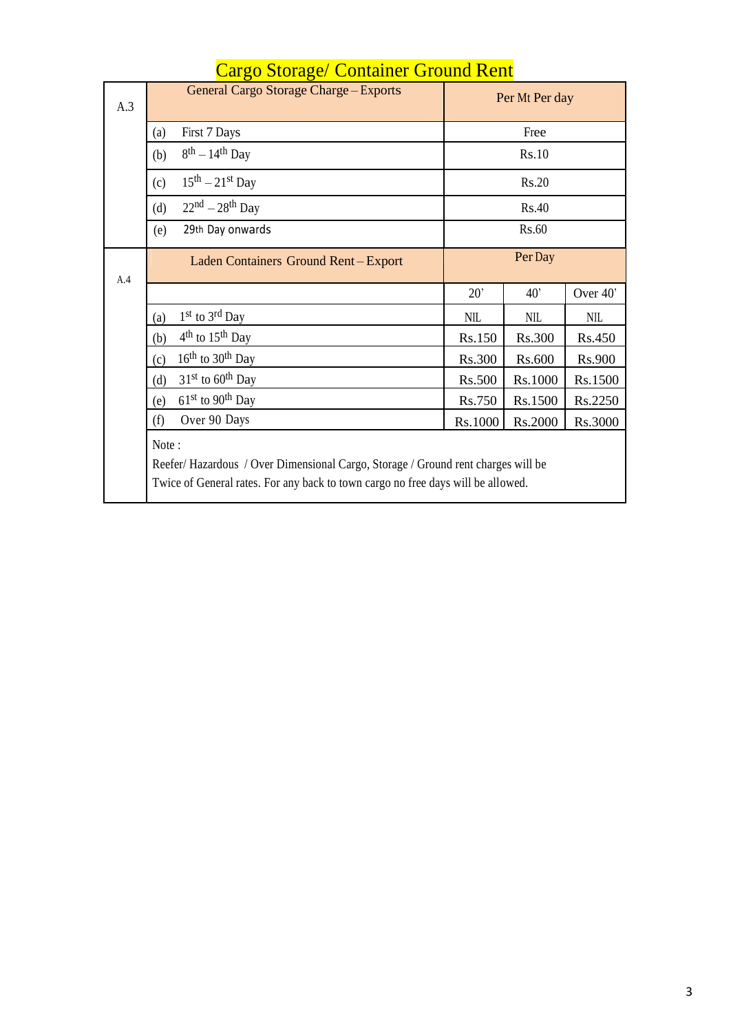# Cargo Storage/ Container Ground Rent

| | | | | |
|---|---|---|---|---|
| A.3 | General Cargo Storage Charge – Exports | Per Mt Per day | | |
| | (a) First 7 Days | Free | | |
| | (b) $8^{th}$ – $14^{th}$ Day | Rs.10 | | |
| | (c) $15^{th}$ – $21^{st}$ Day | Rs.20 | | |
| | (d) $22^{nd}$ – $28^{th}$ Day | Rs.40 | | |
| | (e) 29th Day onwards | Rs.60 | | |
| A.4 | Laden Containers Ground Rent – Export | Per Day | | |
| | | 20' | 40' | Over 40' |
| | (a) $1^{st}$ to $3^{rd}$ Day | NIL | NIL | NIL |
| | (b) $4^{th}$ to $15^{th}$ Day | Rs.150 | Rs.300 | Rs.450 |
| | (c) $16^{th}$ to $30^{th}$ Day | Rs.300 | Rs.600 | Rs.900 |
| | (d) $31^{st}$ to $60^{th}$ Day | Rs.500 | Rs.1000 | Rs.1500 |
| | (e) $61^{st}$ to $90^{th}$ Day | Rs.750 | Rs.1500 | Rs.2250 |
| | (f) Over 90 Days | Rs.1000 | Rs.2000 | Rs.3000 |
| | Note : Reefer/ Hazardous / Over Dimensional Cargo, Storage / Ground rent charges will be Twice of General rates. For any back to town cargo no free days will be allowed. | | | |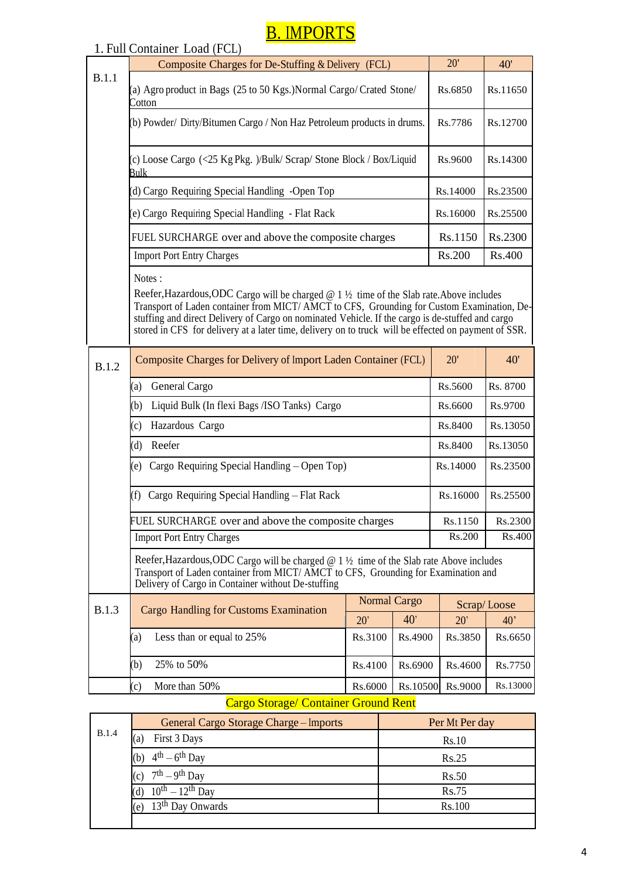# B. IMPORTS

## 1. Full Container Load (FCL)

| | Composite Charges for De-Stuffing & Delivery (FCL) | 20' | 40' |
|---|---|---|---|
| B.1.1 | (a) Agro product in Bags (25 to 50 Kgs.)Normal Cargo/ Crated Stone/ Cotton | Rs.6850 | Rs.11650 |
| | (b) Powder/ Dirty/Bitumen Cargo / Non Haz Petroleum products in drums. | Rs.7786 | Rs.12700 |
| | (c) Loose Cargo (<25 Kg Pkg. )/Bulk/ Scrap/ Stone Block / Box/Liquid Bulk | Rs.9600 | Rs.14300 |
| | (d) Cargo Requiring Special Handling -Open Top | Rs.14000 | Rs.23500 |
| | (e) Cargo Requiring Special Handling - Flat Rack | Rs.16000 | Rs.25500 |
| | FUEL SURCHARGE over and above the composite charges | Rs.1150 | Rs.2300 |
| | Import Port Entry Charges | Rs.200 | Rs.400 |

Notes :

Reefer,Hazardous,ODC Cargo will be charged @ 1 ½ time of the Slab rate.Above includes Transport of Laden container from MICT/ AMCT to CFS, Grounding for Custom Examination, De-stuffing and direct Delivery of Cargo on nominated Vehicle. If the cargo is de-stuffed and cargo stored in CFS for delivery at a later time, delivery on to truck will be effected on payment of SSR.

| | Composite Charges for Delivery of Import Laden Container (FCL) | 20' | 40' |
|---|---|---|---|
| B.1.2 | (a) General Cargo | Rs.5600 | Rs. 8700 |
| | (b) Liquid Bulk (In flexi Bags /ISO Tanks) Cargo | Rs.6600 | Rs.9700 |
| | (c) Hazardous Cargo | Rs.8400 | Rs.13050 |
| | (d) Reefer | Rs.8400 | Rs.13050 |
| | (e) Cargo Requiring Special Handling – Open Top) | Rs.14000 | Rs.23500 |
| | (f) Cargo Requiring Special Handling – Flat Rack | Rs.16000 | Rs.25500 |
| | FUEL SURCHARGE over and above the composite charges | Rs.1150 | Rs.2300 |
| | Import Port Entry Charges | Rs.200 | Rs.400 |

Reefer,Hazardous,ODC Cargo will be charged @ 1 ½ time of the Slab rate Above includes Transport of Laden container from MICT/ AMCT to CFS, Grounding for Examination and Delivery of Cargo in Container without De-stuffing

| | Cargo Handling for Customs Examination | Normal Cargo | | Scrap/ Loose | |
|---|---|---|---|---|---|
| | | 20' | 40' | 20' | 40' |
| B.1.3 | (a) Less than or equal to 25% | Rs.3100 | Rs.4900 | Rs.3850 | Rs.6650 |
| | (b) 25% to 50% | Rs.4100 | Rs.6900 | Rs.4600 | Rs.7750 |
| | (c) More than 50% | Rs.6000 | Rs.10500 | Rs.9000 | Rs.13000 |

## Cargo Storage/ Container Ground Rent

| | General Cargo Storage Charge – Imports | Per Mt Per day |
|---|---|---|
| B.1.4 | (a) First 3 Days | Rs.10 |
| | (b) 4th – 6th Day | Rs.25 |
| | (c) 7th – 9th Day | Rs.50 |
| | (d) 10th – 12th Day | Rs.75 |
| | (e) 13th Day Onwards | Rs.100 |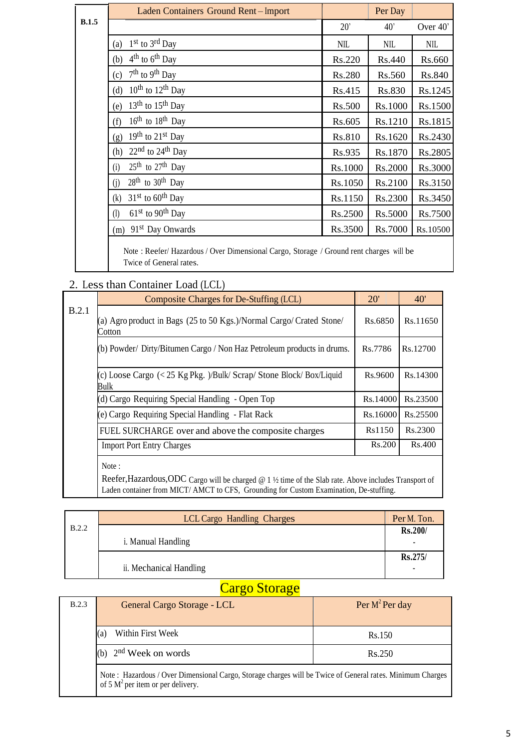| B.1.5 | Laden Containers Ground Rent – Import | Per Day | | |
|---|---|---|---|---|
| | | 20' | 40' | Over 40' |
| | (a) 1st to 3rd Day | NIL | NIL | NIL |
| | (b) 4th to 6th Day | Rs.220 | Rs.440 | Rs.660 |
| | (c) 7th to 9th Day | Rs.280 | Rs.560 | Rs.840 |
| | (d) 10th to 12th Day | Rs.415 | Rs.830 | Rs.1245 |
| | (e) 13th to 15th Day | Rs.500 | Rs.1000 | Rs.1500 |
| | (f) 16th to 18th Day | Rs.605 | Rs.1210 | Rs.1815 |
| | (g) 19th to 21st Day | Rs.810 | Rs.1620 | Rs.2430 |
| | (h) 22nd to 24th Day | Rs.935 | Rs.1870 | Rs.2805 |
| | (i) 25th to 27th Day | Rs.1000 | Rs.2000 | Rs.3000 |
| | (j) 28th to 30th Day | Rs.1050 | Rs.2100 | Rs.3150 |
| | (k) 31st to 60th Day | Rs.1150 | Rs.2300 | Rs.3450 |
| | (l) 61st to 90th Day | Rs.2500 | Rs.5000 | Rs.7500 |
| | (m) 91st Day Onwards | Rs.3500 | Rs.7000 | Rs.10500 |
| | Note : Reefer/ Hazardous / Over Dimensional Cargo, Storage / Ground rent charges will be Twice of General rates. | | | |

## 2. Less than Container Load (LCL)

| B.2.1 | Composite Charges for De-Stuffing (LCL) | 20' | 40' |
|---|---|---|---|
| | (a) Agro product in Bags (25 to 50 Kgs.)/Normal Cargo/ Crated Stone/ Cotton | Rs.6850 | Rs.11650 |
| | (b) Powder/ Dirty/Bitumen Cargo / Non Haz Petroleum products in drums. | Rs.7786 | Rs.12700 |
| | (c) Loose Cargo (< 25 Kg Pkg. )/Bulk/ Scrap/ Stone Block/ Box/Liquid Bulk | Rs.9600 | Rs.14300 |
| | (d) Cargo Requiring Special Handling - Open Top | Rs.14000 | Rs.23500 |
| | (e) Cargo Requiring Special Handling - Flat Rack | Rs.16000 | Rs.25500 |
| | FUEL SURCHARGE over and above the composite charges | Rs1150 | Rs.2300 |
| | Import Port Entry Charges | Rs.200 | Rs.400 |
| | Note : Reefer,Hazardous,ODC Cargo will be charged @ 1 ½ time of the Slab rate. Above includes Transport of Laden container from MICT/ AMCT to CFS, Grounding for Custom Examination, De-stuffing. | | |

| B.2.2 | LCL Cargo Handling Charges | Per M. Ton. |
|---|---|---|
| | i. Manual Handling | **Rs.200/-** |
| | ii. Mechanical Handling | **Rs.275/-** |

## Cargo Storage

| B.2.3 | General Cargo Storage - LCL | Per $M^2$ Per day |
|---|---|---|
| | (a) Within First Week | Rs.150 |
| | (b) 2nd Week on words | Rs.250 |
| | Note : Hazardous / Over Dimensional Cargo, Storage charges will be Twice of General rates. Minimum Charges of 5 $M^2$ per item or per delivery. | |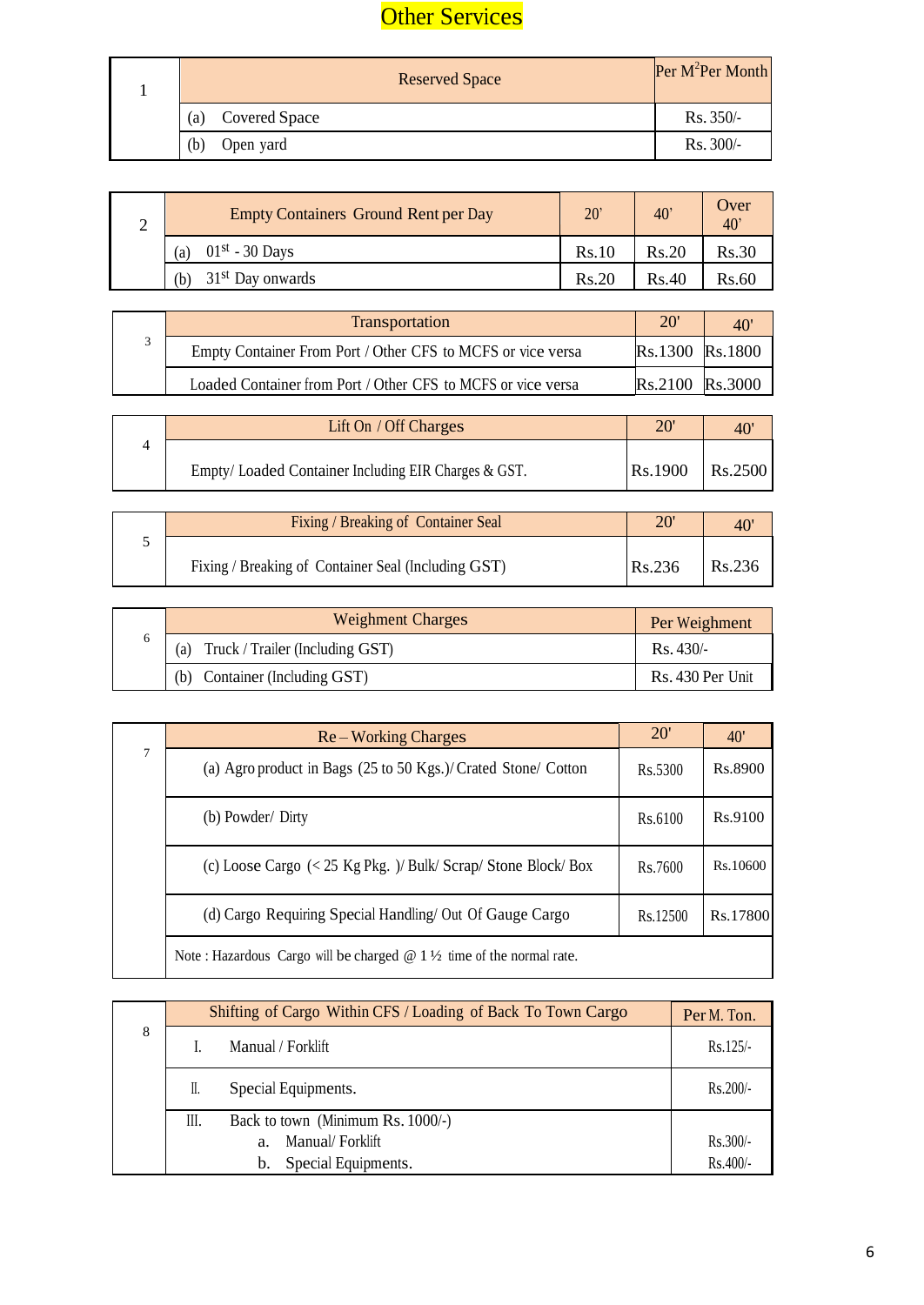# Other Services

| 1 | Reserved Space | Per $M^2$ Per Month |
|---|---|---|
| | (a) Covered Space | Rs. 350/- |
| | (b) Open yard | Rs. 300/- |

| 2 | Empty Containers Ground Rent per Day | 20' | 40' | Over 40' |
|---|---|---|---|---|
| | (a) 01st - 30 Days | Rs.10 | Rs.20 | Rs.30 |
| | (b) 31st Day onwards | Rs.20 | Rs.40 | Rs.60 |

| 3 | Transportation | 20' | 40' |
|---|---|---|---|
| | Empty Container From Port / Other CFS to MCFS or vice versa | Rs.1300 | Rs.1800 |
| | Loaded Container from Port / Other CFS to MCFS or vice versa | Rs.2100 | Rs.3000 |

| 4 | Lift On / Off Charges | 20' | 40' |
|---|---|---|---|
| | Empty/ Loaded Container Including EIR Charges & GST. | Rs.1900 | Rs.2500 |

| 5 | Fixing / Breaking of Container Seal | 20' | 40' |
|---|---|---|---|
| | Fixing / Breaking of Container Seal (Including GST) | Rs.236 | Rs.236 |

| 6 | Weighment Charges | Per Weighment |
|---|---|---|
| | (a) Truck / Trailer (Including GST) | Rs. 430/- |
| | (b) Container (Including GST) | Rs. 430 Per Unit |

| 7 | Re – Working Charges | 20' | 40' |
|---|---|---|---|
| | (a) Agro product in Bags (25 to 50 Kgs.)/ Crated Stone/ Cotton | Rs.5300 | Rs.8900 |
| | (b) Powder/ Dirty | Rs.6100 | Rs.9100 |
| | (c) Loose Cargo (< 25 Kg Pkg. )/ Bulk/ Scrap/ Stone Block/ Box | Rs.7600 | Rs.10600 |
| | (d) Cargo Requiring Special Handling/ Out Of Gauge Cargo | Rs.12500 | Rs.17800 |
| | Note : Hazardous Cargo will be charged @ 1 ½ time of the normal rate. | | |

| 8 | Shifting of Cargo Within CFS / Loading of Back To Town Cargo | Per M. Ton. |
|---|---|---|
| | I. Manual / Forklift | Rs.125/- |
| | II. Special Equipments. | Rs.200/- |
| | III. Back to town (Minimum Rs. 1000/-) | |
| | a. Manual/ Forklift | Rs.300/- |
| | b. Special Equipments. | Rs.400/- |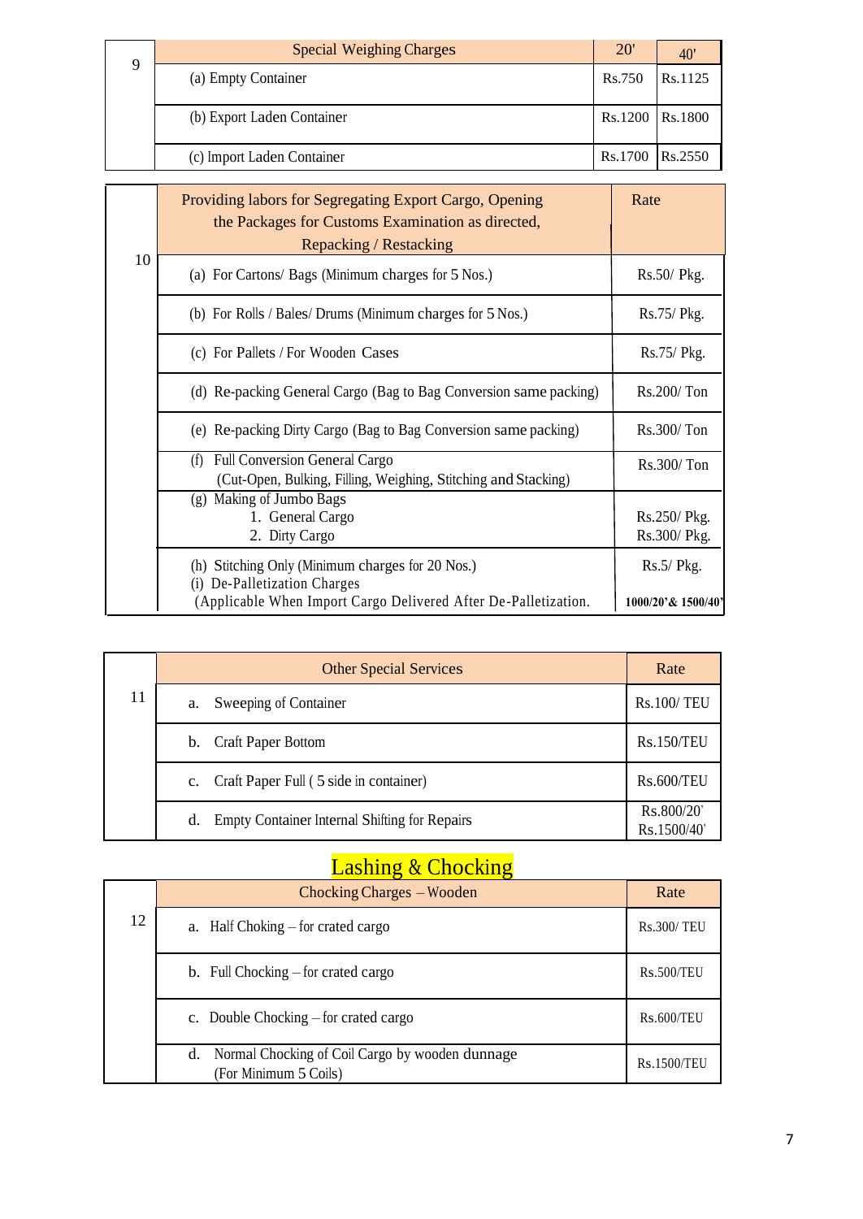| 9 | Special Weighing Charges | 20' | 40' |
|---|---|---|---|
| | (a) Empty Container | Rs.750 | Rs.1125 |
| | (b) Export Laden Container | Rs.1200 | Rs.1800 |
| | (c) Import Laden Container | Rs.1700 | Rs.2550 |

| 10 | Providing labors for Segregating Export Cargo, Opening the Packages for Customs Examination as directed, Repacking / Restacking | Rate |
|---|---|---|
| | (a) For Cartons/ Bags (Minimum charges for 5 Nos.) | Rs.50/ Pkg. |
| | (b) For Rolls / Bales/ Drums (Minimum charges for 5 Nos.) | Rs.75/ Pkg. |
| | (c) For Pallets / For Wooden Cases | Rs.75/ Pkg. |
| | (d) Re-packing General Cargo (Bag to Bag Conversion same packing) | Rs.200/ Ton |
| | (e) Re-packing Dirty Cargo (Bag to Bag Conversion same packing) | Rs.300/ Ton |
| | (f) Full Conversion General Cargo (Cut-Open, Bulking, Filling, Weighing, Stitching and Stacking) | Rs.300/ Ton |
| | (g) Making of Jumbo Bags<br>1. General Cargo<br>2. Dirty Cargo | <br>Rs.250/ Pkg.<br>Rs.300/ Pkg. |
| | (h) Stitching Only (Minimum charges for 20 Nos.)<br>(i) De-Palletization Charges (Applicable When Import Cargo Delivered After De-Palletization. | Rs.5/ Pkg.<br>1000/20'& 1500/40' |

| 11 | Other Special Services | Rate |
|---|---|---|
| | a. Sweeping of Container | Rs.100/ TEU |
| | b. Craft Paper Bottom | Rs.150/TEU |
| | c. Craft Paper Full ( 5 side in container) | Rs.600/TEU |
| | d. Empty Container Internal Shifting for Repairs | Rs.800/20'<br>Rs.1500/40' |

## Lashing & Chocking

| 12 | Chocking Charges – Wooden | Rate |
|---|---|---|
| | a. Half Choking – for crated cargo | Rs.300/ TEU |
| | b. Full Chocking – for crated cargo | Rs.500/TEU |
| | c. Double Chocking – for crated cargo | Rs.600/TEU |
| | d. Normal Chocking of Coil Cargo by wooden dunnage (For Minimum 5 Coils) | Rs.1500/TEU |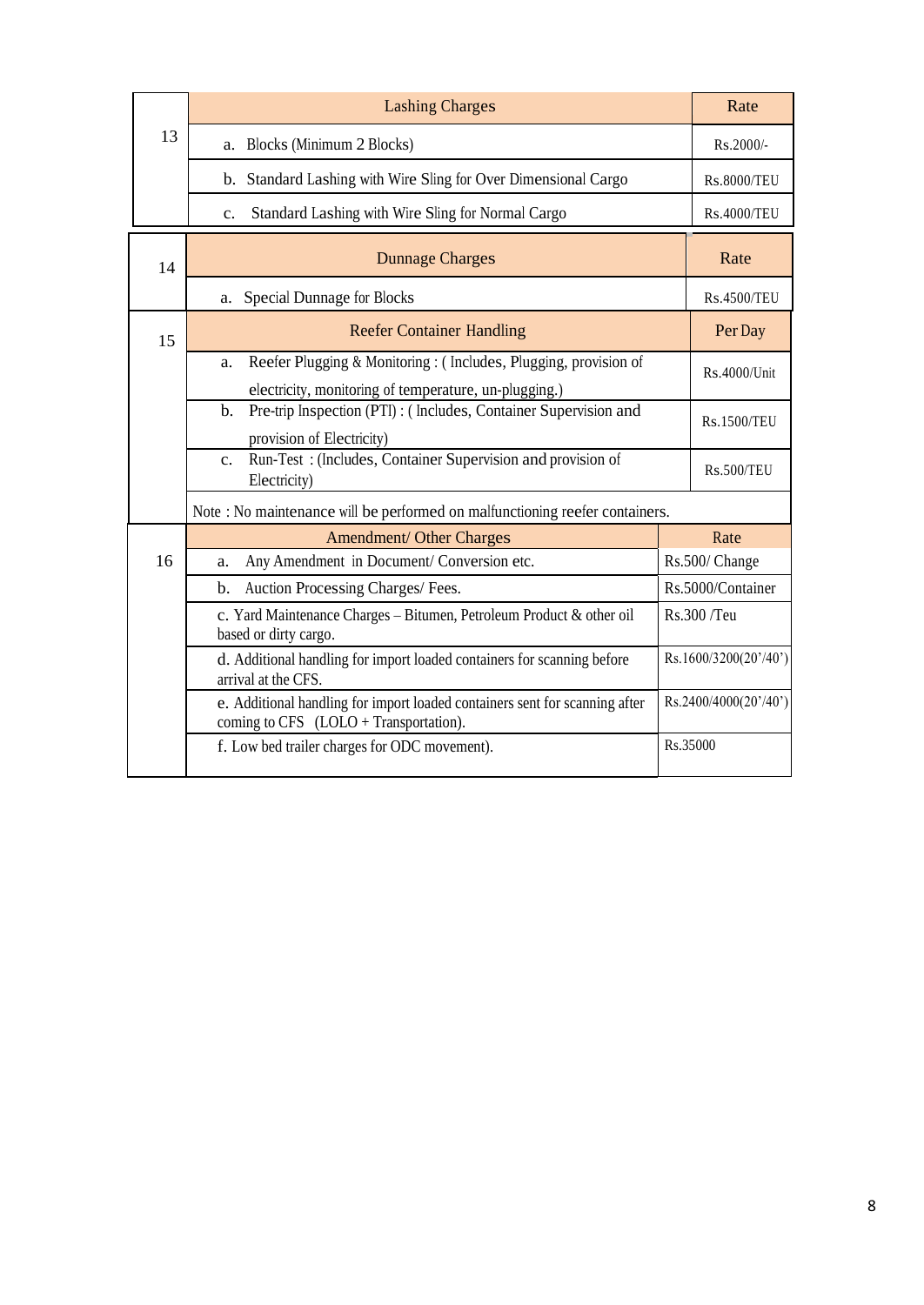| 13 | Lashing Charges | Rate |
|---|---|---|
| | a. Blocks (Minimum 2 Blocks) | Rs.2000/- |
| | b. Standard Lashing with Wire Sling for Over Dimensional Cargo | Rs.8000/TEU |
| | c. Standard Lashing with Wire Sling for Normal Cargo | Rs.4000/TEU |

| 14 | Dunnage Charges | Rate |
|---|---|---|
| | a. Special Dunnage for Blocks | Rs.4500/TEU |

| 15 | Reefer Container Handling | Per Day |
|---|---|---|
| | a. Reefer Plugging & Monitoring : ( Includes, Plugging, provision of electricity, monitoring of temperature, un-plugging.) | Rs.4000/Unit |
| | b. Pre-trip Inspection (PTI) : ( Includes, Container Supervision and provision of Electricity) | Rs.1500/TEU |
| | c. Run-Test : (Includes, Container Supervision and provision of Electricity) | Rs.500/TEU |
| | Note : No maintenance will be performed on malfunctioning reefer containers. | |

| 16 | Amendment/ Other Charges | Rate |
|---|---|---|
| | a. Any Amendment in Document/ Conversion etc. | Rs.500/ Change |
| | b. Auction Processing Charges/ Fees. | Rs.5000/Container |
| | c. Yard Maintenance Charges – Bitumen, Petroleum Product & other oil based or dirty cargo. | Rs.300 /Teu |
| | d. Additional handling for import loaded containers for scanning before arrival at the CFS. | Rs.1600/3200(20'/40') |
| | e. Additional handling for import loaded containers sent for scanning after coming to CFS (LOLO + Transportation). | Rs.2400/4000(20'/40') |
| | f. Low bed trailer charges for ODC movement). | Rs.35000 |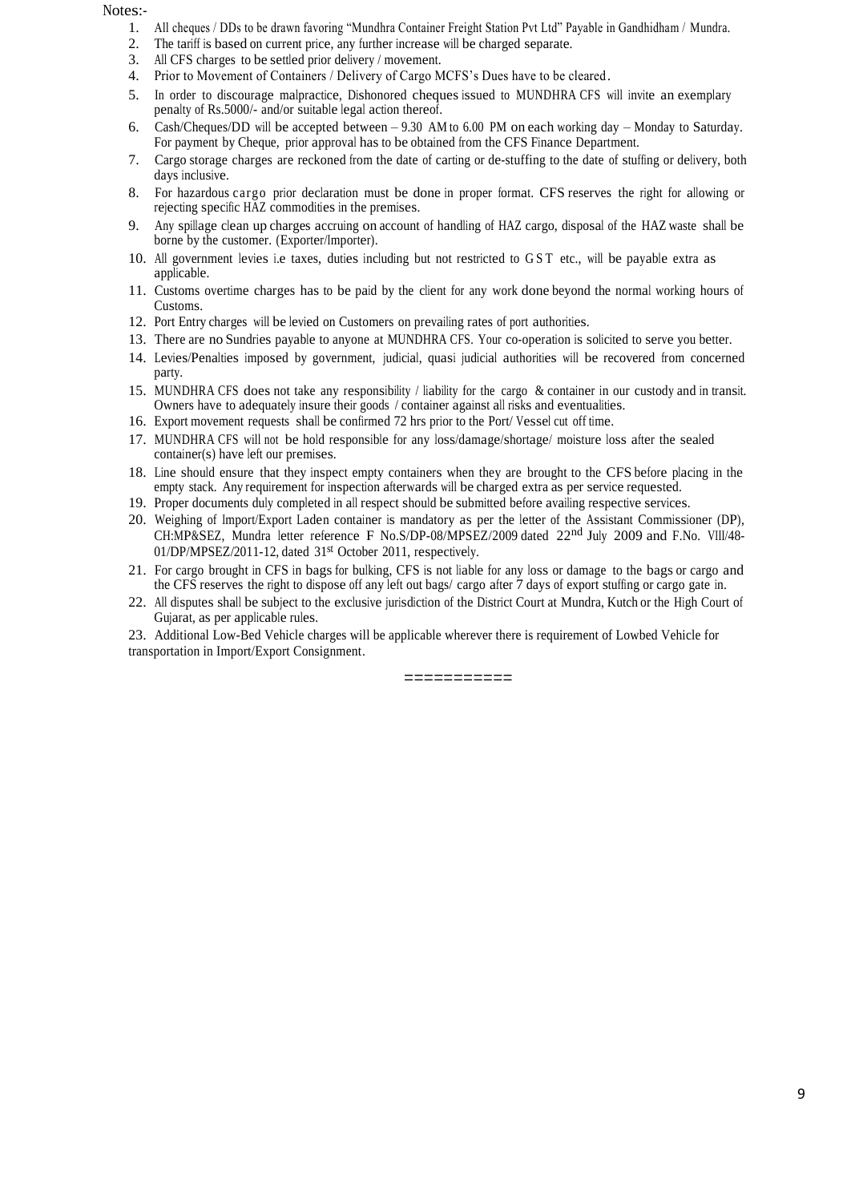Notes:-

1. All cheques / DDs to be drawn favoring "Mundhra Container Freight Station Pvt Ltd" Payable in Gandhidham / Mundra.
2. The tariff is based on current price, any further increase will be charged separate.
3. All CFS charges to be settled prior delivery / movement.
4. Prior to Movement of Containers / Delivery of Cargo MCFS's Dues have to be cleared.
5. In order to discourage malpractice, Dishonored cheques issued to MUNDHRA CFS will invite an exemplary penalty of Rs.5000/- and/or suitable legal action thereof.
6. Cash/Cheques/DD will be accepted between – 9.30 AM to 6.00 PM on each working day – Monday to Saturday. For payment by Cheque, prior approval has to be obtained from the CFS Finance Department.
7. Cargo storage charges are reckoned from the date of carting or de-stuffing to the date of stuffing or delivery, both days inclusive.
8. For hazardous cargo prior declaration must be done in proper format. CFS reserves the right for allowing or rejecting specific HAZ commodities in the premises.
9. Any spillage clean up charges accruing on account of handling of HAZ cargo, disposal of the HAZ waste shall be borne by the customer. (Exporter/Importer).
10. All government levies i.e taxes, duties including but not restricted to G S T etc., will be payable extra as applicable.
11. Customs overtime charges has to be paid by the client for any work done beyond the normal working hours of Customs.
12. Port Entry charges will be levied on Customers on prevailing rates of port authorities.
13. There are no Sundries payable to anyone at MUNDHRA CFS. Your co-operation is solicited to serve you better.
14. Levies/Penalties imposed by government, judicial, quasi judicial authorities will be recovered from concerned party.
15. MUNDHRA CFS does not take any responsibility / liability for the cargo & container in our custody and in transit. Owners have to adequately insure their goods / container against all risks and eventualities.
16. Export movement requests shall be confirmed 72 hrs prior to the Port/ Vessel cut off time.
17. MUNDHRA CFS will not be hold responsible for any loss/damage/shortage/ moisture loss after the sealed container(s) have left our premises.
18. Line should ensure that they inspect empty containers when they are brought to the CFS before placing in the empty stack. Any requirement for inspection afterwards will be charged extra as per service requested.
19. Proper documents duly completed in all respect should be submitted before availing respective services.
20. Weighing of Import/Export Laden container is mandatory as per the letter of the Assistant Commissioner (DP), CH:MP&SEZ, Mundra letter reference F No.S/DP-08/MPSEZ/2009 dated 22nd July 2009 and F.No. VIII/48-01/DP/MPSEZ/2011-12, dated 31st October 2011, respectively.
21. For cargo brought in CFS in bags for bulking, CFS is not liable for any loss or damage to the bags or cargo and the CFS reserves the right to dispose off any left out bags/ cargo after 7 days of export stuffing or cargo gate in.
22. All disputes shall be subject to the exclusive jurisdiction of the District Court at Mundra, Kutch or the High Court of Gujarat, as per applicable rules.
23. Additional Low-Bed Vehicle charges will be applicable wherever there is requirement of Lowbed Vehicle for transportation in Import/Export Consignment.

===========